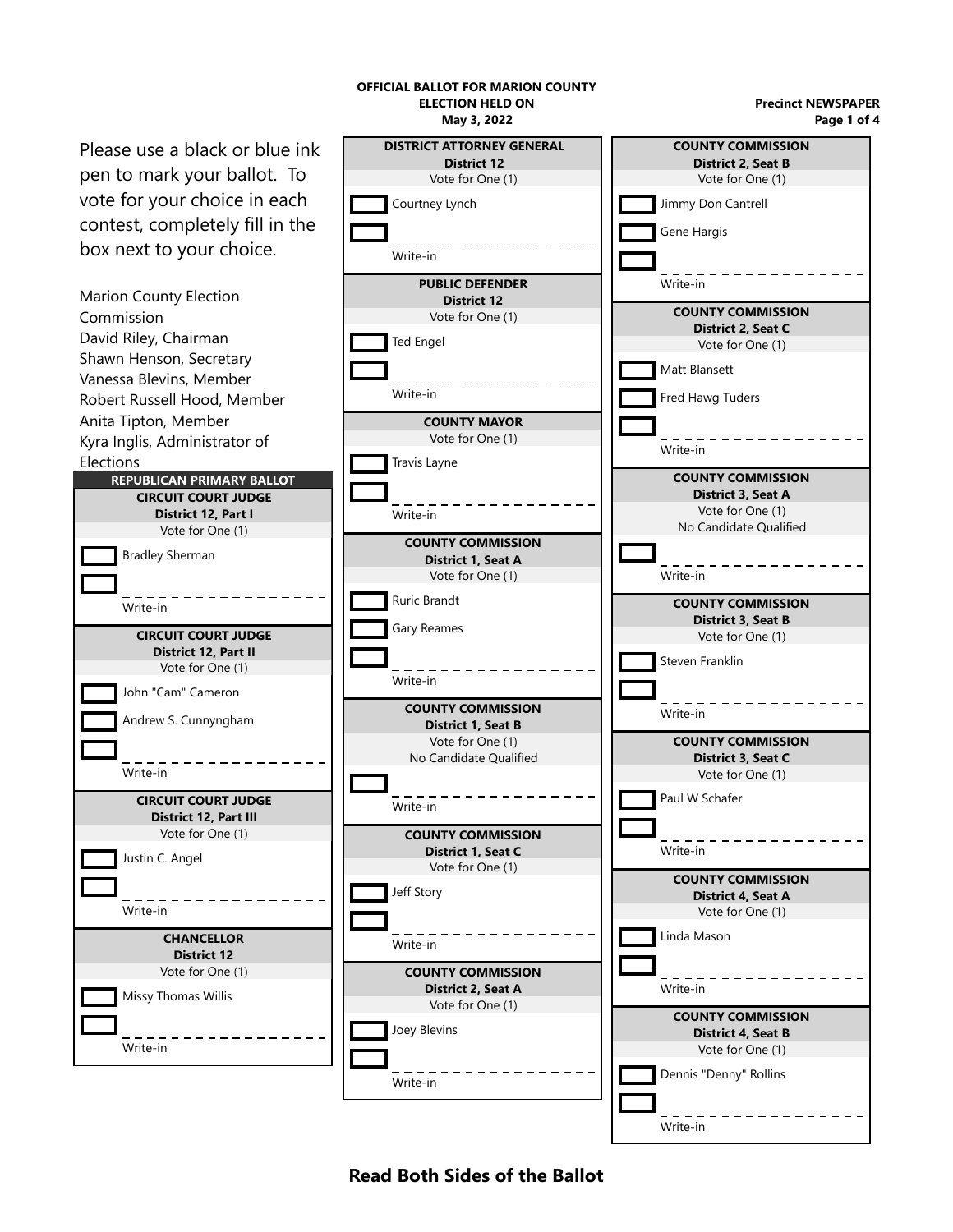**OFFICIAL BALLOT FOR MARION COUNTY**
**ELECTION HELD ON**
**May 3, 2022**

**Precinct NEWSPAPER**

Please use a black or blue ink pen to mark your ballot. To vote for your choice in each contest, completely fill in the box next to your choice.

Marion County Election Commission
David Riley, Chairman
Shawn Henson, Secretary
Vanessa Blevins, Member
Robert Russell Hood, Member
Anita Tipton, Member
Kyra Inglis, Administrator of Elections

## REPUBLICAN PRIMARY BALLOT

### CIRCUIT COURT JUDGE
**District 12, Part I**
Vote for One (1)

- [ ] Bradley Sherman
- [ ] Write-in

### CIRCUIT COURT JUDGE
**District 12, Part II**
Vote for One (1)

- [ ] John "Cam" Cameron
- [ ] Andrew S. Cunnyngham
- [ ] Write-in

### CIRCUIT COURT JUDGE
**District 12, Part III**
Vote for One (1)

- [ ] Justin C. Angel
- [ ] Write-in

### CHANCELLOR
**District 12**
Vote for One (1)

- [ ] Missy Thomas Willis
- [ ] Write-in

### DISTRICT ATTORNEY GENERAL
**District 12**
Vote for One (1)

- [ ] Courtney Lynch
- [ ] Write-in

### PUBLIC DEFENDER
**District 12**
Vote for One (1)

- [ ] Ted Engel
- [ ] Write-in

### COUNTY MAYOR
Vote for One (1)

- [ ] Travis Layne
- [ ] Write-in

### COUNTY COMMISSION
**District 1, Seat A**
Vote for One (1)

- [ ] Ruric Brandt
- [ ] Gary Reames
- [ ] Write-in

### COUNTY COMMISSION
**District 1, Seat B**
Vote for One (1)
No Candidate Qualified

- [ ] Write-in

### COUNTY COMMISSION
**District 1, Seat C**
Vote for One (1)

- [ ] Jeff Story
- [ ] Write-in

### COUNTY COMMISSION
**District 2, Seat A**
Vote for One (1)

- [ ] Joey Blevins
- [ ] Write-in

### COUNTY COMMISSION
**District 2, Seat B**
Vote for One (1)

- [ ] Jimmy Don Cantrell
- [ ] Gene Hargis
- [ ] Write-in

### COUNTY COMMISSION
**District 2, Seat C**
Vote for One (1)

- [ ] Matt Blansett
- [ ] Fred Hawg Tuders
- [ ] Write-in

### COUNTY COMMISSION
**District 3, Seat A**
Vote for One (1)
No Candidate Qualified

- [ ] Write-in

### COUNTY COMMISSION
**District 3, Seat B**
Vote for One (1)

- [ ] Steven Franklin
- [ ] Write-in

### COUNTY COMMISSION
**District 3, Seat C**
Vote for One (1)

- [ ] Paul W Schafer
- [ ] Write-in

### COUNTY COMMISSION
**District 4, Seat A**
Vote for One (1)

- [ ] Linda Mason
- [ ] Write-in

### COUNTY COMMISSION
**District 4, Seat B**
Vote for One (1)

- [ ] Dennis "Denny" Rollins
- [ ] Write-in

**Read Both Sides of the Ballot**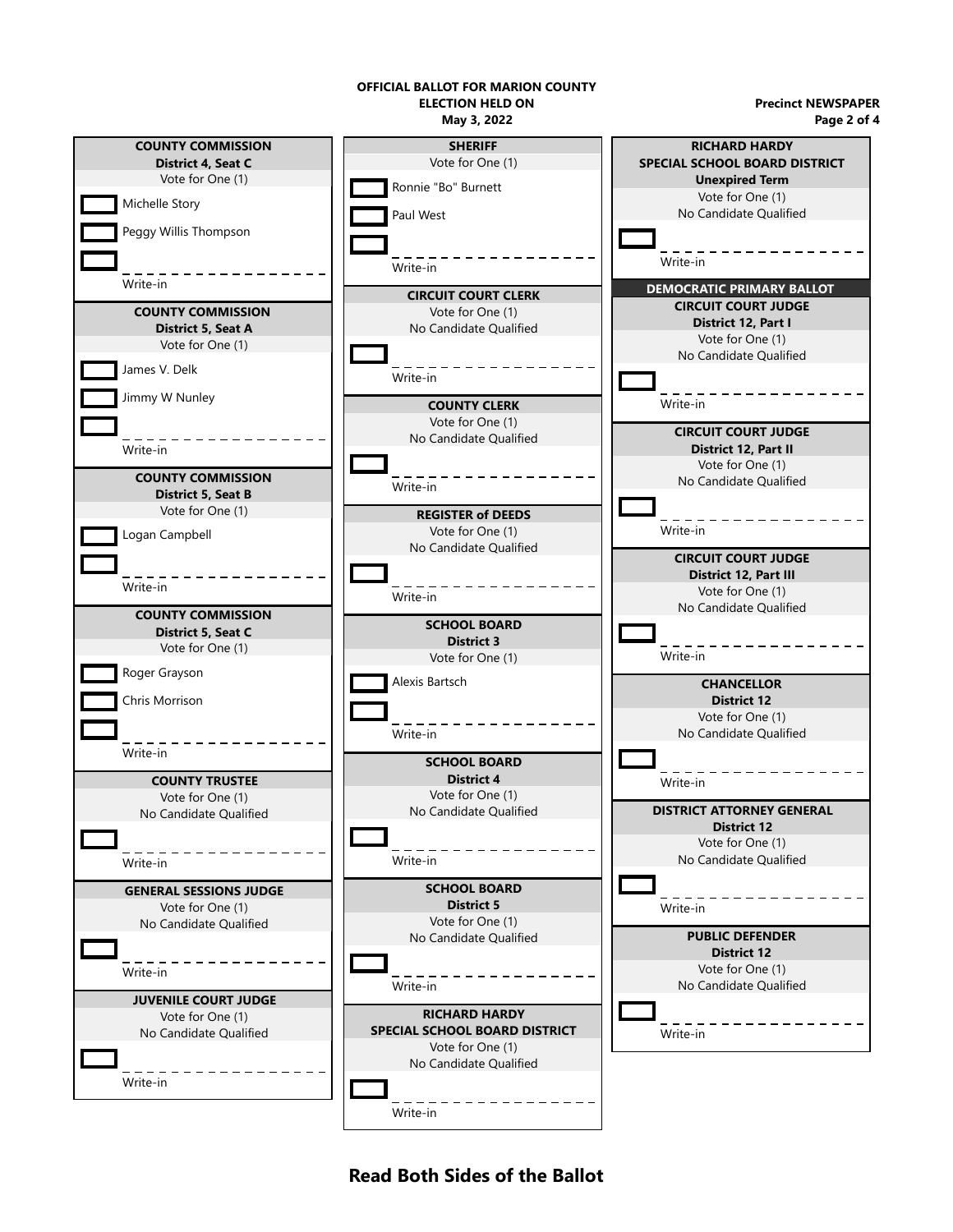**OFFICIAL BALLOT FOR MARION COUNTY**
**ELECTION HELD ON**
**May 3, 2022**

**Precinct NEWSPAPER**

### COUNTY COMMISSION
**District 4, Seat C**
Vote for One (1)

- [ ] Michelle Story
- [ ] Peggy Willis Thompson
- [ ] Write-in

### COUNTY COMMISSION
**District 5, Seat A**
Vote for One (1)

- [ ] James V. Delk
- [ ] Jimmy W Nunley
- [ ] Write-in

### COUNTY COMMISSION
**District 5, Seat B**
Vote for One (1)

- [ ] Logan Campbell
- [ ] Write-in

### COUNTY COMMISSION
**District 5, Seat C**
Vote for One (1)

- [ ] Roger Grayson
- [ ] Chris Morrison
- [ ] Write-in

### COUNTY TRUSTEE
Vote for One (1)
No Candidate Qualified

- [ ] Write-in

### GENERAL SESSIONS JUDGE
Vote for One (1)
No Candidate Qualified

- [ ] Write-in

### JUVENILE COURT JUDGE
Vote for One (1)
No Candidate Qualified

- [ ] Write-in

### SHERIFF
Vote for One (1)

- [ ] Ronnie "Bo" Burnett
- [ ] Paul West
- [ ] Write-in

### CIRCUIT COURT CLERK
Vote for One (1)
No Candidate Qualified

- [ ] Write-in

### COUNTY CLERK
Vote for One (1)
No Candidate Qualified

- [ ] Write-in

### REGISTER of DEEDS
Vote for One (1)
No Candidate Qualified

- [ ] Write-in

### SCHOOL BOARD
**District 3**
Vote for One (1)

- [ ] Alexis Bartsch
- [ ] Write-in

### SCHOOL BOARD
**District 4**
Vote for One (1)
No Candidate Qualified

- [ ] Write-in

### SCHOOL BOARD
**District 5**
Vote for One (1)
No Candidate Qualified

- [ ] Write-in

### RICHARD HARDY SPECIAL SCHOOL BOARD DISTRICT
Vote for One (1)
No Candidate Qualified

- [ ] Write-in

### RICHARD HARDY SPECIAL SCHOOL BOARD DISTRICT
**Unexpired Term**
Vote for One (1)
No Candidate Qualified

- [ ] Write-in

## DEMOCRATIC PRIMARY BALLOT

### CIRCUIT COURT JUDGE
**District 12, Part I**
Vote for One (1)
No Candidate Qualified

- [ ] Write-in

### CIRCUIT COURT JUDGE
**District 12, Part II**
Vote for One (1)
No Candidate Qualified

- [ ] Write-in

### CIRCUIT COURT JUDGE
**District 12, Part III**
Vote for One (1)
No Candidate Qualified

- [ ] Write-in

### CHANCELLOR
**District 12**
Vote for One (1)
No Candidate Qualified

- [ ] Write-in

### DISTRICT ATTORNEY GENERAL
**District 12**
Vote for One (1)
No Candidate Qualified

- [ ] Write-in

### PUBLIC DEFENDER
**District 12**
Vote for One (1)
No Candidate Qualified

- [ ] Write-in

**Read Both Sides of the Ballot**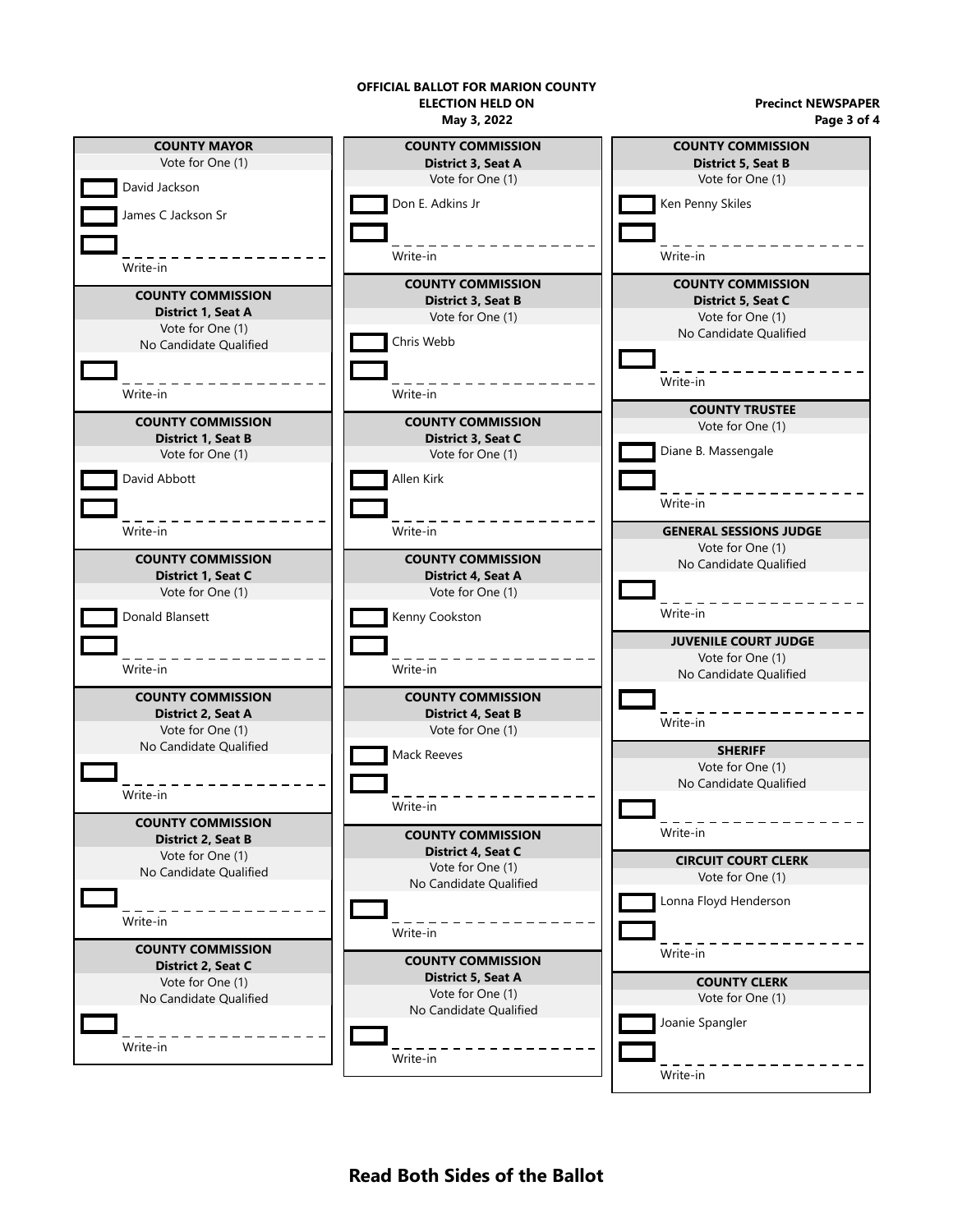**OFFICIAL BALLOT FOR MARION COUNTY**
**ELECTION HELD ON**
**May 3, 2022**

**Precinct NEWSPAPER**

### COUNTY MAYOR
Vote for One (1)

- ☐ David Jackson
- ☐ James C Jackson Sr
- ☐ _______________ Write-in

### COUNTY COMMISSION District 1, Seat A
Vote for One (1)
No Candidate Qualified

- ☐ _______________ Write-in

### COUNTY COMMISSION District 1, Seat B
Vote for One (1)

- ☐ David Abbott
- ☐ _______________ Write-in

### COUNTY COMMISSION District 1, Seat C
Vote for One (1)

- ☐ Donald Blansett
- ☐ _______________ Write-in

### COUNTY COMMISSION District 2, Seat A
Vote for One (1)
No Candidate Qualified

- ☐ _______________ Write-in

### COUNTY COMMISSION District 2, Seat B
Vote for One (1)
No Candidate Qualified

- ☐ _______________ Write-in

### COUNTY COMMISSION District 2, Seat C
Vote for One (1)
No Candidate Qualified

- ☐ _______________ Write-in

### COUNTY COMMISSION District 3, Seat A
Vote for One (1)

- ☐ Don E. Adkins Jr
- ☐ _______________ Write-in

### COUNTY COMMISSION District 3, Seat B
Vote for One (1)

- ☐ Chris Webb
- ☐ _______________ Write-in

### COUNTY COMMISSION District 3, Seat C
Vote for One (1)

- ☐ Allen Kirk
- ☐ _______________ Write-in

### COUNTY COMMISSION District 4, Seat A
Vote for One (1)

- ☐ Kenny Cookston
- ☐ _______________ Write-in

### COUNTY COMMISSION District 4, Seat B
Vote for One (1)

- ☐ Mack Reeves
- ☐ _______________ Write-in

### COUNTY COMMISSION District 4, Seat C
Vote for One (1)
No Candidate Qualified

- ☐ _______________ Write-in

### COUNTY COMMISSION District 5, Seat A
Vote for One (1)
No Candidate Qualified

- ☐ _______________ Write-in

### COUNTY COMMISSION District 5, Seat B
Vote for One (1)

- ☐ Ken Penny Skiles
- ☐ _______________ Write-in

### COUNTY COMMISSION District 5, Seat C
Vote for One (1)
No Candidate Qualified

- ☐ _______________ Write-in

### COUNTY TRUSTEE
Vote for One (1)

- ☐ Diane B. Massengale
- ☐ _______________ Write-in

### GENERAL SESSIONS JUDGE
Vote for One (1)
No Candidate Qualified

- ☐ _______________ Write-in

### JUVENILE COURT JUDGE
Vote for One (1)
No Candidate Qualified

- ☐ _______________ Write-in

### SHERIFF
Vote for One (1)
No Candidate Qualified

- ☐ _______________ Write-in

### CIRCUIT COURT CLERK
Vote for One (1)

- ☐ Lonna Floyd Henderson
- ☐ _______________ Write-in

### COUNTY CLERK
Vote for One (1)

- ☐ Joanie Spangler
- ☐ _______________ Write-in

**Read Both Sides of the Ballot**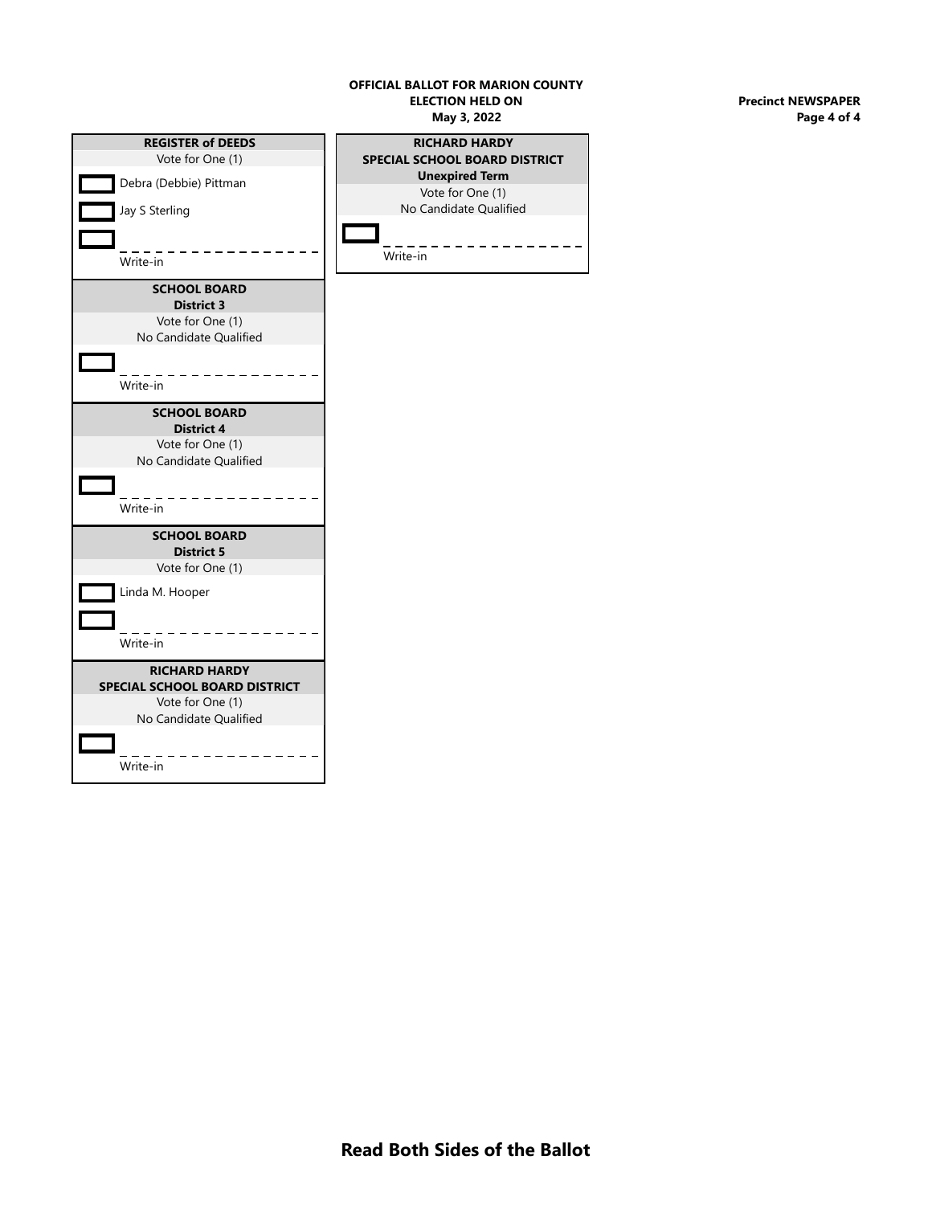**OFFICIAL BALLOT FOR MARION COUNTY**
**ELECTION HELD ON**
**May 3, 2022**

**Precinct NEWSPAPER**

### REGISTER of DEEDS

Vote for One (1)

- [ ] Debra (Debbie) Pittman
- [ ] Jay S Sterling
- [ ] ________________ Write-in

### SCHOOL BOARD District 3

Vote for One (1)

No Candidate Qualified

- [ ] ________________ Write-in

### SCHOOL BOARD District 4

Vote for One (1)

No Candidate Qualified

- [ ] ________________ Write-in

### SCHOOL BOARD District 5

Vote for One (1)

- [ ] Linda M. Hooper
- [ ] ________________ Write-in

### RICHARD HARDY SPECIAL SCHOOL BOARD DISTRICT

Vote for One (1)

No Candidate Qualified

- [ ] ________________ Write-in

### RICHARD HARDY SPECIAL SCHOOL BOARD DISTRICT Unexpired Term

Vote for One (1)

No Candidate Qualified

- [ ] ________________ Write-in

**Read Both Sides of the Ballot**